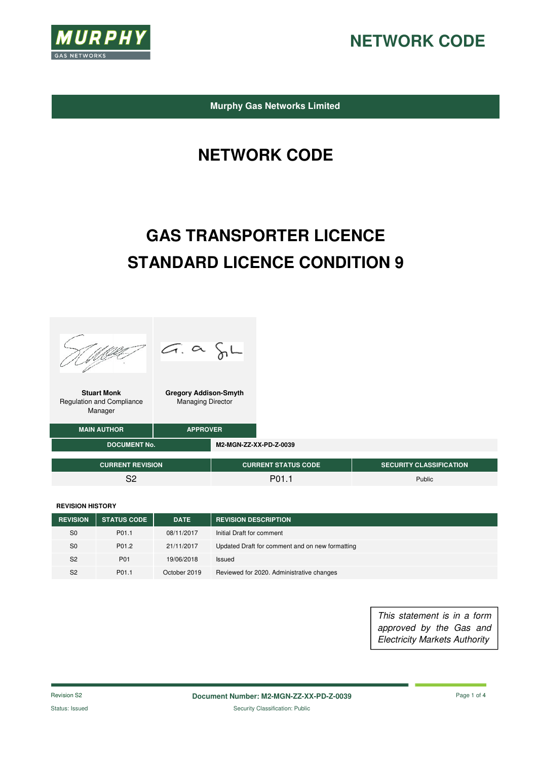MURPHY GAS NETWORKS

# NETWORK CODE

**Murphy Gas Networks Limited**

# NETWORK CODE

# GAS TRANSPORTER LICENCE STANDARD LICENCE CONDITION 9

| MAIN AUTHOR | APPROVER |
|---|---|
| **Stuart Monk**<br>Regulation and Compliance Manager | **Gregory Addison-Smyth**<br>Managing Director |

| DOCUMENT No. | M2-MGN-ZZ-XX-PD-Z-0039 |
|---|---|

| CURRENT REVISION | CURRENT STATUS CODE | SECURITY CLASSIFICATION |
|---|---|---|
| S2 | P01.1 | Public |

**REVISION HISTORY**

| REVISION | STATUS CODE | DATE | REVISION DESCRIPTION |
|---|---|---|---|
| S0 | P01.1 | 08/11/2017 | Initial Draft for comment |
| S0 | P01.2 | 21/11/2017 | Updated Draft for comment and on new formatting |
| S2 | P01 | 19/06/2018 | Issued |
| S2 | P01.1 | October 2019 | Reviewed for 2020. Administrative changes |

*This statement is in a form approved by the Gas and Electricity Markets Authority*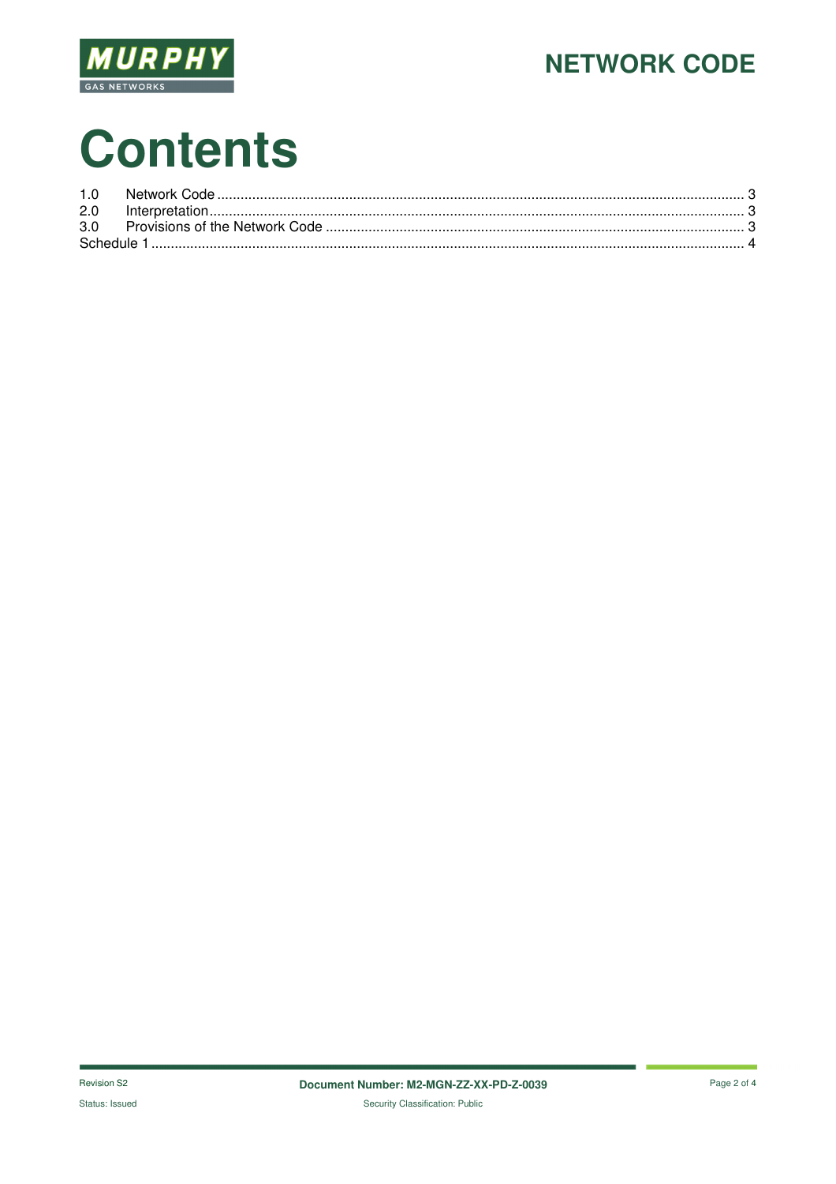# Contents

1.0 Network Code .......................................................... 3
2.0 Interpretation .......................................................... 3
3.0 Provisions of the Network Code .......................................................... 3
Schedule 1 .......................................................... 4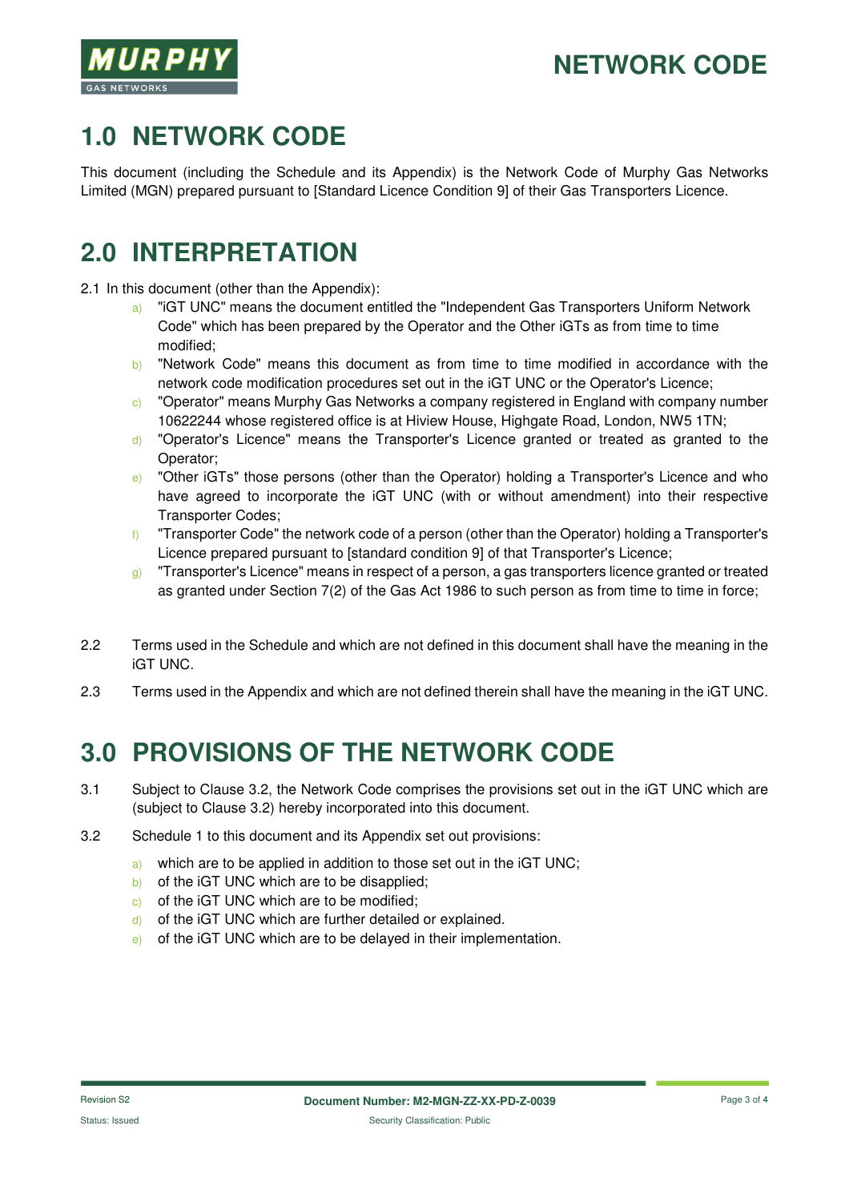# 1.0 NETWORK CODE

This document (including the Schedule and its Appendix) is the Network Code of Murphy Gas Networks Limited (MGN) prepared pursuant to [Standard Licence Condition 9] of their Gas Transporters Licence.

# 2.0 INTERPRETATION

2.1 In this document (other than the Appendix):

a) "iGT UNC" means the document entitled the "Independent Gas Transporters Uniform Network Code" which has been prepared by the Operator and the Other iGTs as from time to time modified;
b) "Network Code" means this document as from time to time modified in accordance with the network code modification procedures set out in the iGT UNC or the Operator's Licence;
c) "Operator" means Murphy Gas Networks a company registered in England with company number 10622244 whose registered office is at Hiview House, Highgate Road, London, NW5 1TN;
d) "Operator's Licence" means the Transporter's Licence granted or treated as granted to the Operator;
e) "Other iGTs" those persons (other than the Operator) holding a Transporter's Licence and who have agreed to incorporate the iGT UNC (with or without amendment) into their respective Transporter Codes;
f) "Transporter Code" the network code of a person (other than the Operator) holding a Transporter's Licence prepared pursuant to [standard condition 9] of that Transporter's Licence;
g) "Transporter's Licence" means in respect of a person, a gas transporters licence granted or treated as granted under Section 7(2) of the Gas Act 1986 to such person as from time to time in force;

2.2 Terms used in the Schedule and which are not defined in this document shall have the meaning in the iGT UNC.

2.3 Terms used in the Appendix and which are not defined therein shall have the meaning in the iGT UNC.

# 3.0 PROVISIONS OF THE NETWORK CODE

3.1 Subject to Clause 3.2, the Network Code comprises the provisions set out in the iGT UNC which are (subject to Clause 3.2) hereby incorporated into this document.

3.2 Schedule 1 to this document and its Appendix set out provisions:

a) which are to be applied in addition to those set out in the iGT UNC;
b) of the iGT UNC which are to be disapplied;
c) of the iGT UNC which are to be modified;
d) of the iGT UNC which are further detailed or explained.
e) of the iGT UNC which are to be delayed in their implementation.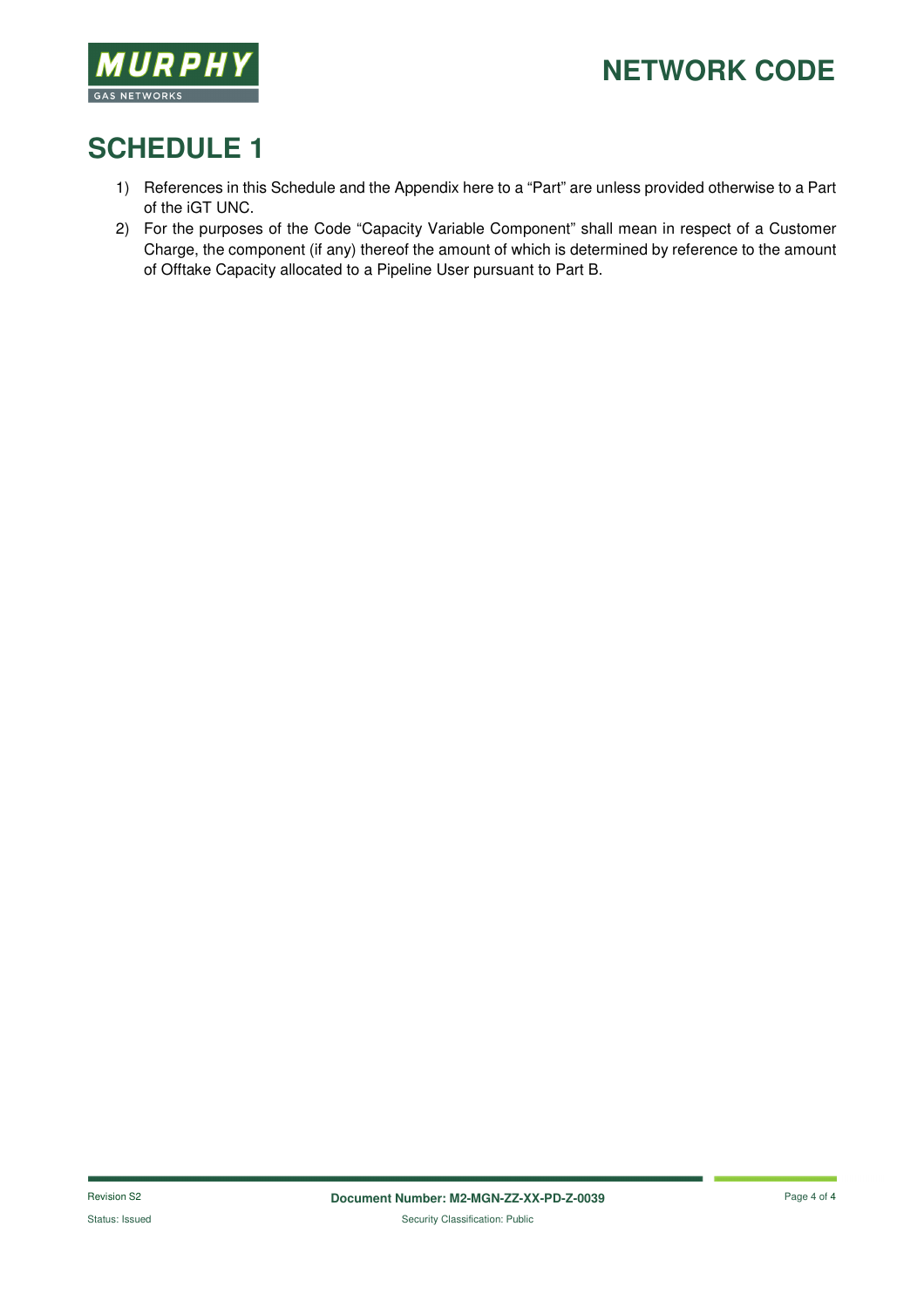# SCHEDULE 1

1) References in this Schedule and the Appendix here to a "Part" are unless provided otherwise to a Part of the iGT UNC.
2) For the purposes of the Code "Capacity Variable Component" shall mean in respect of a Customer Charge, the component (if any) thereof the amount of which is determined by reference to the amount of Offtake Capacity allocated to a Pipeline User pursuant to Part B.